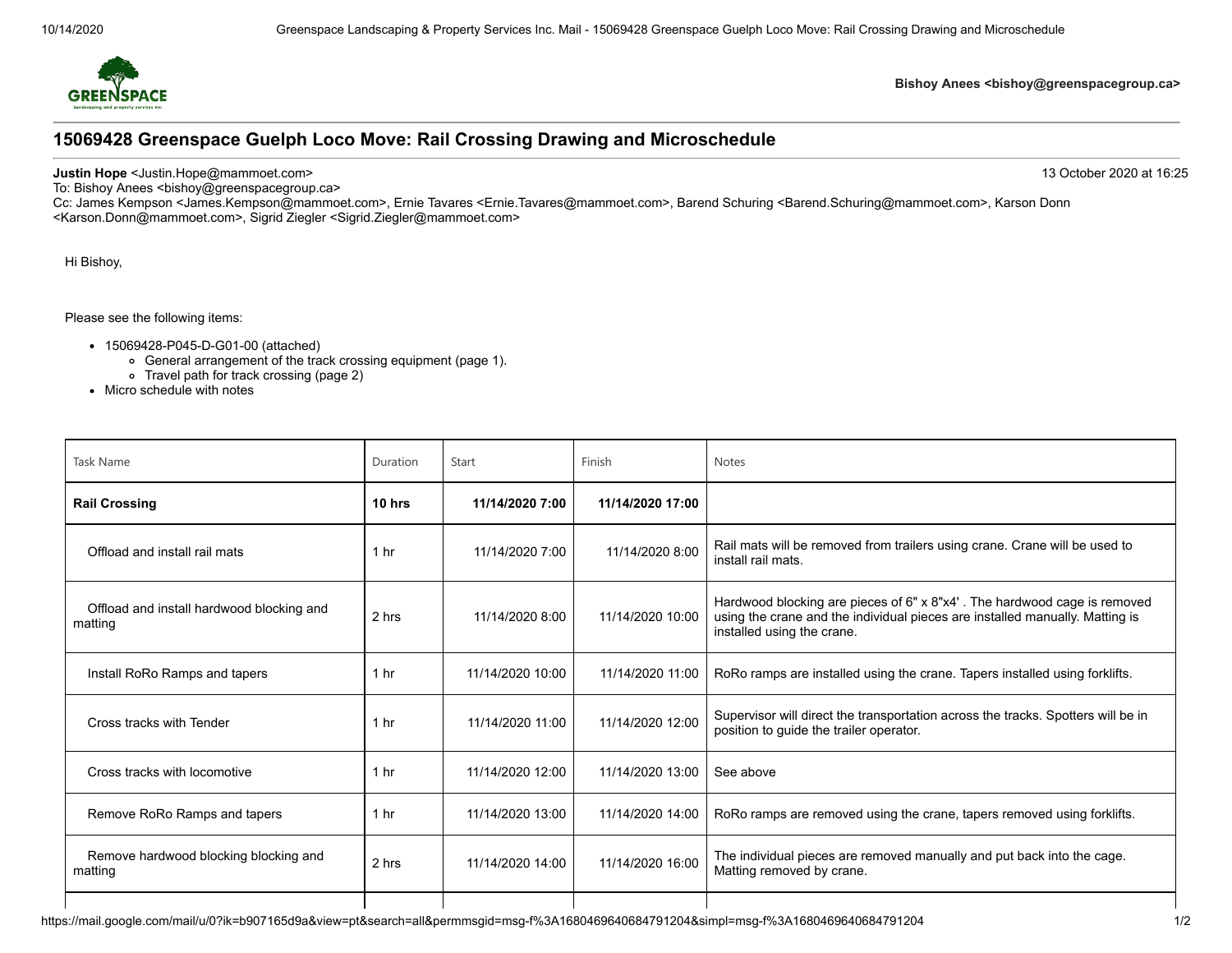**Bishoy Anees <bishoy@greenspacegroup.ca>**

# 15069428 Greenspace Guelph Loco Move: Rail Crossing Drawing and Microschedule

**Justin Hope** <Justin.Hope@mammoet.com> 13 October 2020 at 16:25
To: Bishoy Anees <bishoy@greenspacegroup.ca>
Cc: James Kempson <James.Kempson@mammoet.com>, Ernie Tavares <Ernie.Tavares@mammoet.com>, Barend Schuring <Barend.Schuring@mammoet.com>, Karson Donn <Karson.Donn@mammoet.com>, Sigrid Ziegler <Sigrid.Ziegler@mammoet.com>

Hi Bishoy,

Please see the following items:

- 15069428-P045-D-G01-00 (attached)
  - General arrangement of the track crossing equipment (page 1).
  - Travel path for track crossing (page 2)
- Micro schedule with notes

| Task Name | Duration | Start | Finish | Notes |
|---|---|---|---|---|
| **Rail Crossing** | **10 hrs** | **11/14/2020 7:00** | **11/14/2020 17:00** | |
| Offload and install rail mats | 1 hr | 11/14/2020 7:00 | 11/14/2020 8:00 | Rail mats will be removed from trailers using crane. Crane will be used to install rail mats. |
| Offload and install hardwood blocking and matting | 2 hrs | 11/14/2020 8:00 | 11/14/2020 10:00 | Hardwood blocking are pieces of 6" x 8"x4' . The hardwood cage is removed using the crane and the individual pieces are installed manually. Matting is installed using the crane. |
| Install RoRo Ramps and tapers | 1 hr | 11/14/2020 10:00 | 11/14/2020 11:00 | RoRo ramps are installed using the crane. Tapers installed using forklifts. |
| Cross tracks with Tender | 1 hr | 11/14/2020 11:00 | 11/14/2020 12:00 | Supervisor will direct the transportation across the tracks. Spotters will be in position to guide the trailer operator. |
| Cross tracks with locomotive | 1 hr | 11/14/2020 12:00 | 11/14/2020 13:00 | See above |
| Remove RoRo Ramps and tapers | 1 hr | 11/14/2020 13:00 | 11/14/2020 14:00 | RoRo ramps are removed using the crane, tapers removed using forklifts. |
| Remove hardwood blocking blocking and matting | 2 hrs | 11/14/2020 14:00 | 11/14/2020 16:00 | The individual pieces are removed manually and put back into the cage. Matting removed by crane. |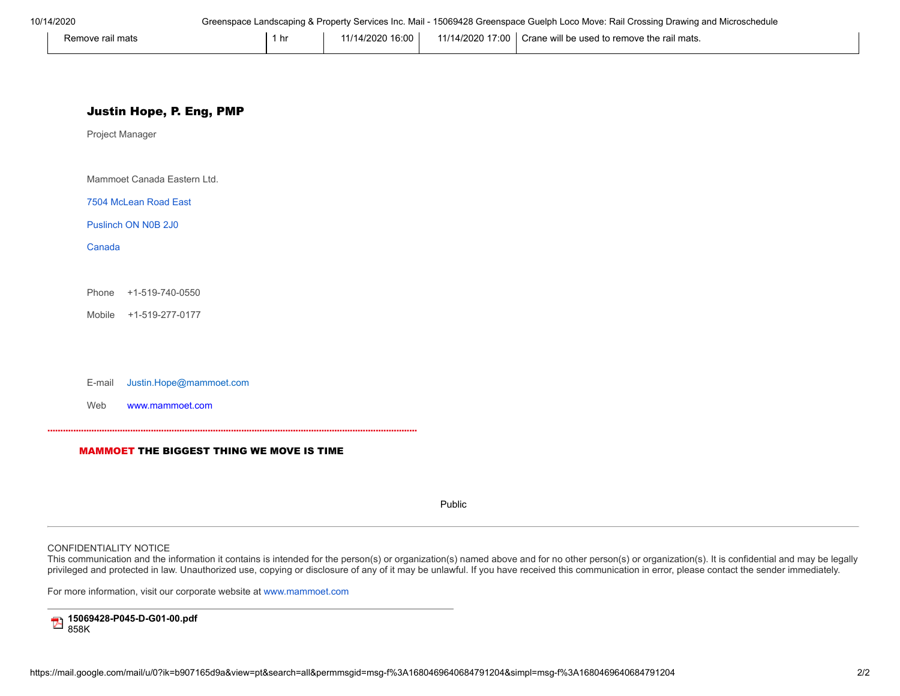| | | | | |
|---|---|---|---|---|
| Remove rail mats | 1 hr | 11/14/2020 16:00 | 11/14/2020 17:00 | Crane will be used to remove the rail mats. |

**Justin Hope, P. Eng, PMP**

Project Manager

Mammoet Canada Eastern Ltd.

7504 McLean Road East

Puslinch ON N0B 2J0

Canada

Phone +1-519-740-0550

Mobile +1-519-277-0177

E-mail Justin.Hope@mammoet.com

Web www.mammoet.com

**MAMMOET THE BIGGEST THING WE MOVE IS TIME**

Public

CONFIDENTIALITY NOTICE
This communication and the information it contains is intended for the person(s) or organization(s) named above and for no other person(s) or organization(s). It is confidential and may be legally privileged and protected in law. Unauthorized use, copying or disclosure of any of it may be unlawful. If you have received this communication in error, please contact the sender immediately.

For more information, visit our corporate website at www.mammoet.com

**15069428-P045-D-G01-00.pdf**
858K